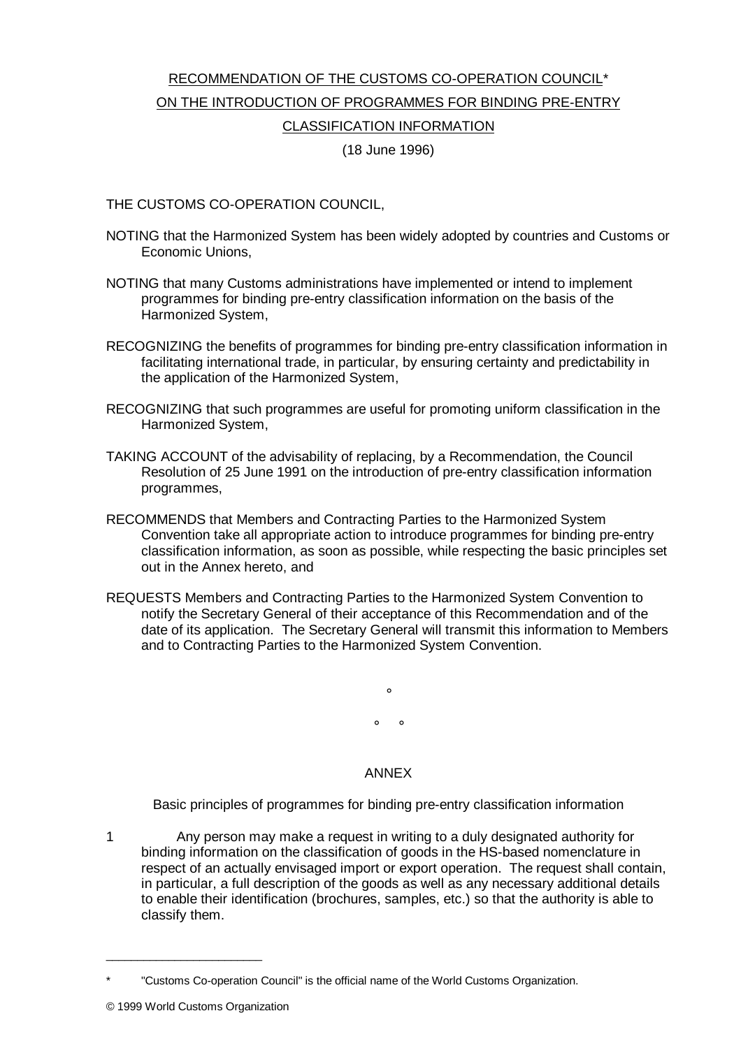# RECOMMENDATION OF THE CUSTOMS CO-OPERATION COUNCIL* ON THE INTRODUCTION OF PROGRAMMES FOR BINDING PRE-ENTRY CLASSIFICATION INFORMATION

(18 June 1996)

THE CUSTOMS CO-OPERATION COUNCIL,

NOTING that the Harmonized System has been widely adopted by countries and Customs or Economic Unions,

NOTING that many Customs administrations have implemented or intend to implement programmes for binding pre-entry classification information on the basis of the Harmonized System,

RECOGNIZING the benefits of programmes for binding pre-entry classification information in facilitating international trade, in particular, by ensuring certainty and predictability in the application of the Harmonized System,

RECOGNIZING that such programmes are useful for promoting uniform classification in the Harmonized System,

TAKING ACCOUNT of the advisability of replacing, by a Recommendation, the Council Resolution of 25 June 1991 on the introduction of pre-entry classification information programmes,

RECOMMENDS that Members and Contracting Parties to the Harmonized System Convention take all appropriate action to introduce programmes for binding pre-entry classification information, as soon as possible, while respecting the basic principles set out in the Annex hereto, and

REQUESTS Members and Contracting Parties to the Harmonized System Convention to notify the Secretary General of their acceptance of this Recommendation and of the date of its application. The Secretary General will transmit this information to Members and to Contracting Parties to the Harmonized System Convention.

°

° °

## ANNEX

Basic principles of programmes for binding pre-entry classification information

1 Any person may make a request in writing to a duly designated authority for binding information on the classification of goods in the HS-based nomenclature in respect of an actually envisaged import or export operation. The request shall contain, in particular, a full description of the goods as well as any necessary additional details to enable their identification (brochures, samples, etc.) so that the authority is able to classify them.

---

* "Customs Co-operation Council" is the official name of the World Customs Organization.

© 1999 World Customs Organization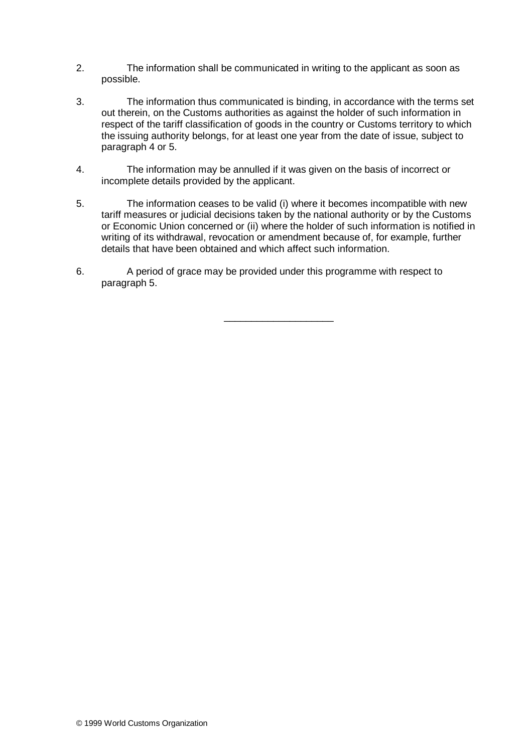2. The information shall be communicated in writing to the applicant as soon as possible.

3. The information thus communicated is binding, in accordance with the terms set out therein, on the Customs authorities as against the holder of such information in respect of the tariff classification of goods in the country or Customs territory to which the issuing authority belongs, for at least one year from the date of issue, subject to paragraph 4 or 5.

4. The information may be annulled if it was given on the basis of incorrect or incomplete details provided by the applicant.

5. The information ceases to be valid (i) where it becomes incompatible with new tariff measures or judicial decisions taken by the national authority or by the Customs or Economic Union concerned or (ii) where the holder of such information is notified in writing of its withdrawal, revocation or amendment because of, for example, further details that have been obtained and which affect such information.

6. A period of grace may be provided under this programme with respect to paragraph 5.

____________________